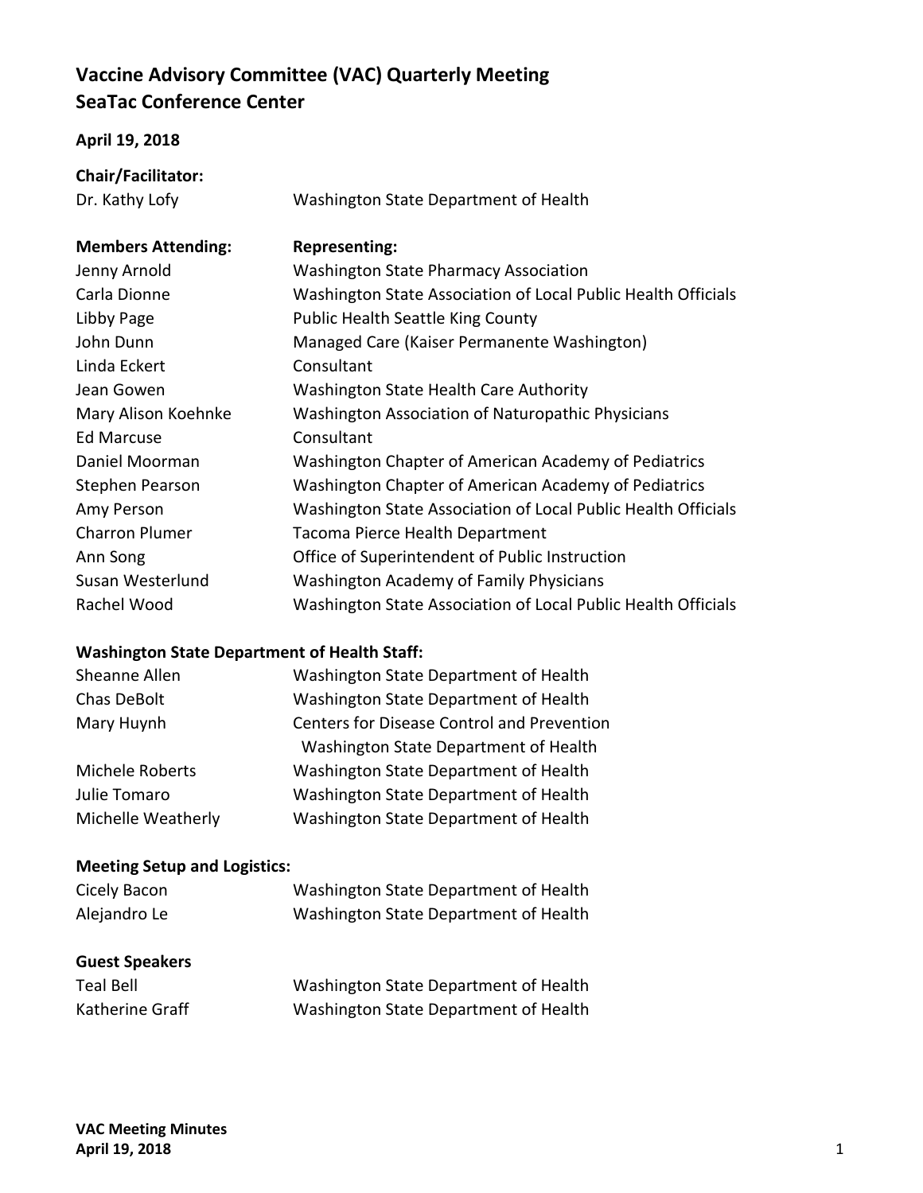# Vaccine Advisory Committee (VAC) Quarterly Meeting
# SeaTac Conference Center

**April 19, 2018**

**Chair/Facilitator:**

| | |
|---|---|
| Dr. Kathy Lofy | Washington State Department of Health |

| **Members Attending:** | **Representing:** |
|---|---|
| Jenny Arnold | Washington State Pharmacy Association |
| Carla Dionne | Washington State Association of Local Public Health Officials |
| Libby Page | Public Health Seattle King County |
| John Dunn | Managed Care (Kaiser Permanente Washington) |
| Linda Eckert | Consultant |
| Jean Gowen | Washington State Health Care Authority |
| Mary Alison Koehnke | Washington Association of Naturopathic Physicians |
| Ed Marcuse | Consultant |
| Daniel Moorman | Washington Chapter of American Academy of Pediatrics |
| Stephen Pearson | Washington Chapter of American Academy of Pediatrics |
| Amy Person | Washington State Association of Local Public Health Officials |
| Charron Plumer | Tacoma Pierce Health Department |
| Ann Song | Office of Superintendent of Public Instruction |
| Susan Westerlund | Washington Academy of Family Physicians |
| Rachel Wood | Washington State Association of Local Public Health Officials |

**Washington State Department of Health Staff:**

| | |
|---|---|
| Sheanne Allen | Washington State Department of Health |
| Chas DeBolt | Washington State Department of Health |
| Mary Huynh | Centers for Disease Control and Prevention<br>Washington State Department of Health |
| Michele Roberts | Washington State Department of Health |
| Julie Tomaro | Washington State Department of Health |
| Michelle Weatherly | Washington State Department of Health |

**Meeting Setup and Logistics:**

| | |
|---|---|
| Cicely Bacon | Washington State Department of Health |
| Alejandro Le | Washington State Department of Health |

**Guest Speakers**

| | |
|---|---|
| Teal Bell | Washington State Department of Health |
| Katherine Graff | Washington State Department of Health |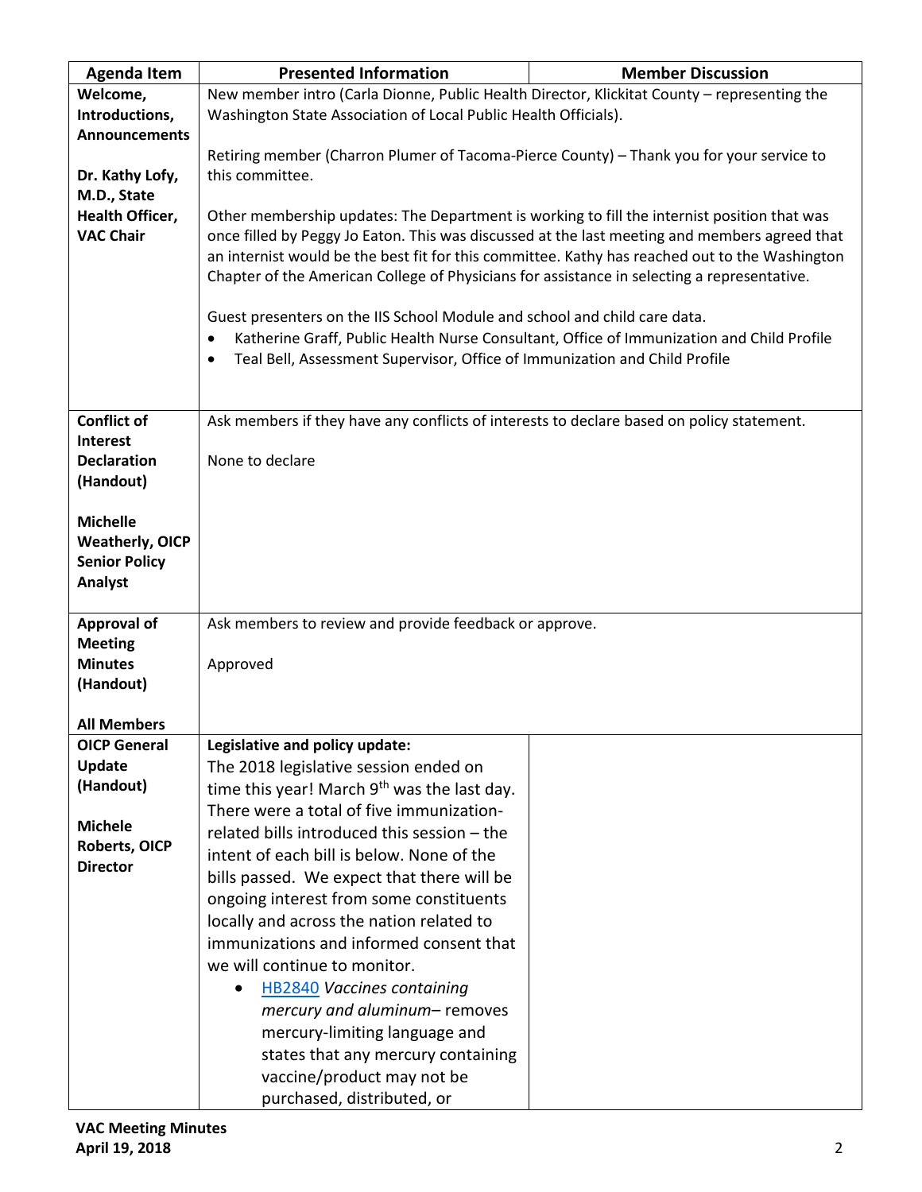| Agenda Item | Presented Information | Member Discussion |
|---|---|---|
| **Welcome, Introductions, Announcements**<br><br>**Dr. Kathy Lofy, M.D., State Health Officer, VAC Chair** | New member intro (Carla Dionne, Public Health Director, Klickitat County – representing the Washington State Association of Local Public Health Officials).<br><br>Retiring member (Charron Plumer of Tacoma-Pierce County) – Thank you for your service to this committee.<br><br>Other membership updates: The Department is working to fill the internist position that was once filled by Peggy Jo Eaton. This was discussed at the last meeting and members agreed that an internist would be the best fit for this committee. Kathy has reached out to the Washington Chapter of the American College of Physicians for assistance in selecting a representative.<br><br>Guest presenters on the IIS School Module and school and child care data.<br>• Katherine Graff, Public Health Nurse Consultant, Office of Immunization and Child Profile<br>• Teal Bell, Assessment Supervisor, Office of Immunization and Child Profile | |
| **Conflict of Interest Declaration (Handout)**<br><br>**Michelle Weatherly, OICP Senior Policy Analyst** | Ask members if they have any conflicts of interests to declare based on policy statement.<br><br>None to declare | |
| **Approval of Meeting Minutes (Handout)**<br><br>**All Members** | Ask members to review and provide feedback or approve.<br><br>Approved | |
| **OICP General Update (Handout)**<br><br>**Michele Roberts, OICP Director** | **Legislative and policy update:**<br>The 2018 legislative session ended on time this year! March 9th was the last day. There were a total of five immunization-related bills introduced this session – the intent of each bill is below. None of the bills passed. We expect that there will be ongoing interest from some constituents locally and across the nation related to immunizations and informed consent that we will continue to monitor.<br>• HB2840 *Vaccines containing mercury and aluminum*– removes mercury-limiting language and states that any mercury containing vaccine/product may not be purchased, distributed, or | |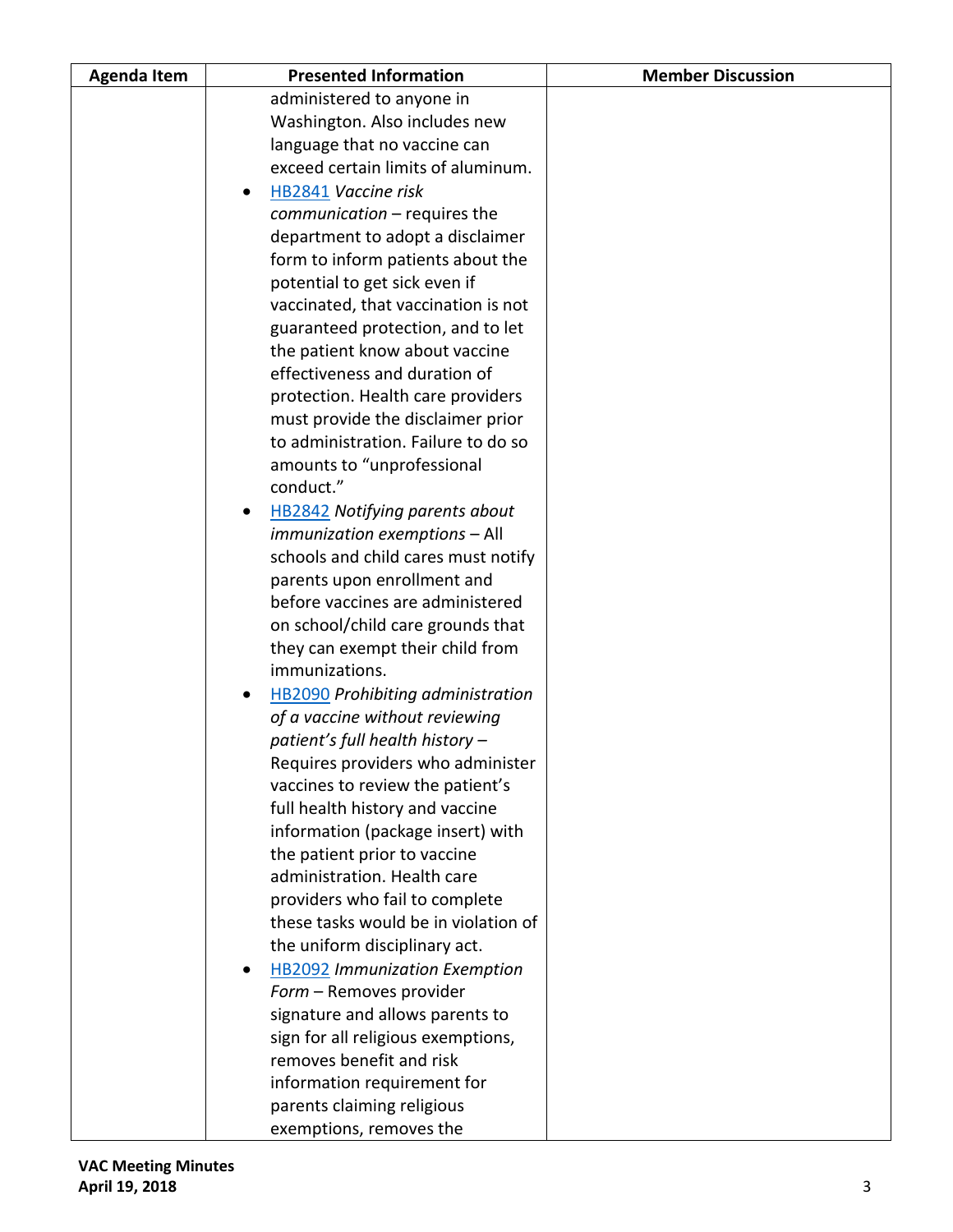| Agenda Item | Presented Information | Member Discussion |
|---|---|---|
| | administered to anyone in Washington. Also includes new language that no vaccine can exceed certain limits of aluminum.<br>• HB2841 *Vaccine risk communication* – requires the department to adopt a disclaimer form to inform patients about the potential to get sick even if vaccinated, that vaccination is not guaranteed protection, and to let the patient know about vaccine effectiveness and duration of protection. Health care providers must provide the disclaimer prior to administration. Failure to do so amounts to "unprofessional conduct."<br>• HB2842 *Notifying parents about immunization exemptions* – All schools and child cares must notify parents upon enrollment and before vaccines are administered on school/child care grounds that they can exempt their child from immunizations.<br>• HB2090 *Prohibiting administration of a vaccine without reviewing patient's full health history* – Requires providers who administer vaccines to review the patient's full health history and vaccine information (package insert) with the patient prior to vaccine administration. Health care providers who fail to complete these tasks would be in violation of the uniform disciplinary act.<br>• HB2092 *Immunization Exemption Form* – Removes provider signature and allows parents to sign for all religious exemptions, removes benefit and risk information requirement for parents claiming religious exemptions, removes the | |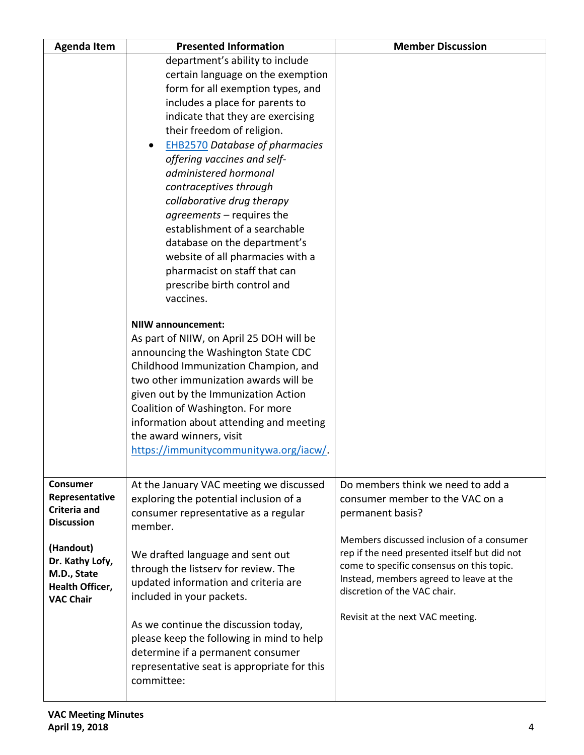| Agenda Item | Presented Information | Member Discussion |
|---|---|---|
| | department's ability to include certain language on the exemption form for all exemption types, and includes a place for parents to indicate that they are exercising their freedom of religion.<br>• EHB2570 *Database of pharmacies offering vaccines and self-administered hormonal contraceptives through collaborative drug therapy agreements* – requires the establishment of a searchable database on the department's website of all pharmacies with a pharmacist on staff that can prescribe birth control and vaccines.<br><br>**NIIW announcement:**<br>As part of NIIW, on April 25 DOH will be announcing the Washington State CDC Childhood Immunization Champion, and two other immunization awards will be given out by the Immunization Action Coalition of Washington. For more information about attending and meeting the award winners, visit https://immunitycommunitywa.org/iacw/. | |
| **Consumer Representative Criteria and Discussion**<br><br>**(Handout)**<br>**Dr. Kathy Lofy, M.D., State Health Officer, VAC Chair** | At the January VAC meeting we discussed exploring the potential inclusion of a consumer representative as a regular member.<br><br>We drafted language and sent out through the listserv for review. The updated information and criteria are included in your packets.<br><br>As we continue the discussion today, please keep the following in mind to help determine if a permanent consumer representative seat is appropriate for this committee: | Do members think we need to add a consumer member to the VAC on a permanent basis?<br><br>Members discussed inclusion of a consumer rep if the need presented itself but did not come to specific consensus on this topic. Instead, members agreed to leave at the discretion of the VAC chair.<br><br>Revisit at the next VAC meeting. |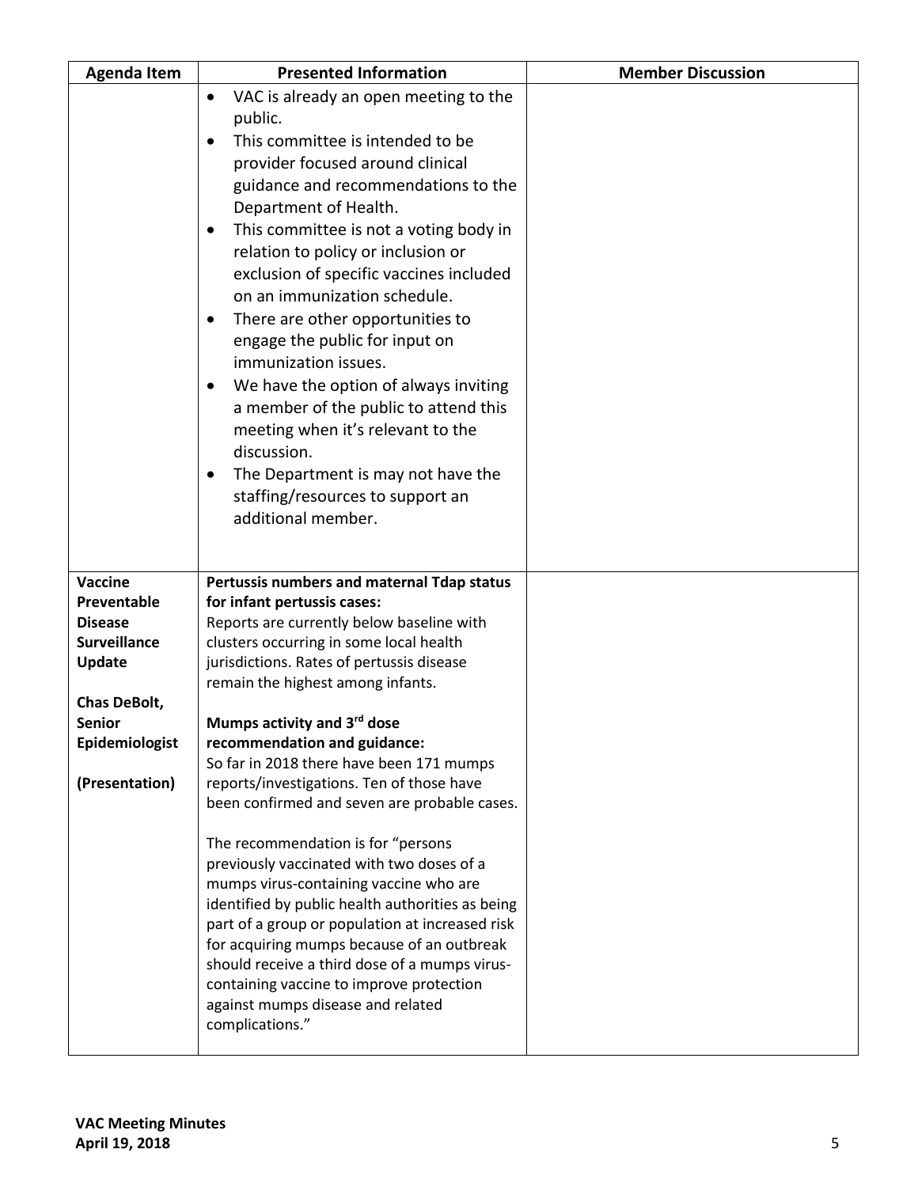| Agenda Item | Presented Information | Member Discussion |
|---|---|---|
| | • VAC is already an open meeting to the public.<br>• This committee is intended to be provider focused around clinical guidance and recommendations to the Department of Health.<br>• This committee is not a voting body in relation to policy or inclusion or exclusion of specific vaccines included on an immunization schedule.<br>• There are other opportunities to engage the public for input on immunization issues.<br>• We have the option of always inviting a member of the public to attend this meeting when it's relevant to the discussion.<br>• The Department is may not have the staffing/resources to support an additional member. | |
| **Vaccine Preventable Disease Surveillance Update**<br><br>**Chas DeBolt, Senior Epidemiologist**<br><br>**(Presentation)** | **Pertussis numbers and maternal Tdap status for infant pertussis cases:**<br>Reports are currently below baseline with clusters occurring in some local health jurisdictions. Rates of pertussis disease remain the highest among infants.<br><br>**Mumps activity and 3rd dose recommendation and guidance:**<br>So far in 2018 there have been 171 mumps reports/investigations. Ten of those have been confirmed and seven are probable cases.<br><br>The recommendation is for "persons previously vaccinated with two doses of a mumps virus-containing vaccine who are identified by public health authorities as being part of a group or population at increased risk for acquiring mumps because of an outbreak should receive a third dose of a mumps virus-containing vaccine to improve protection against mumps disease and related complications." | |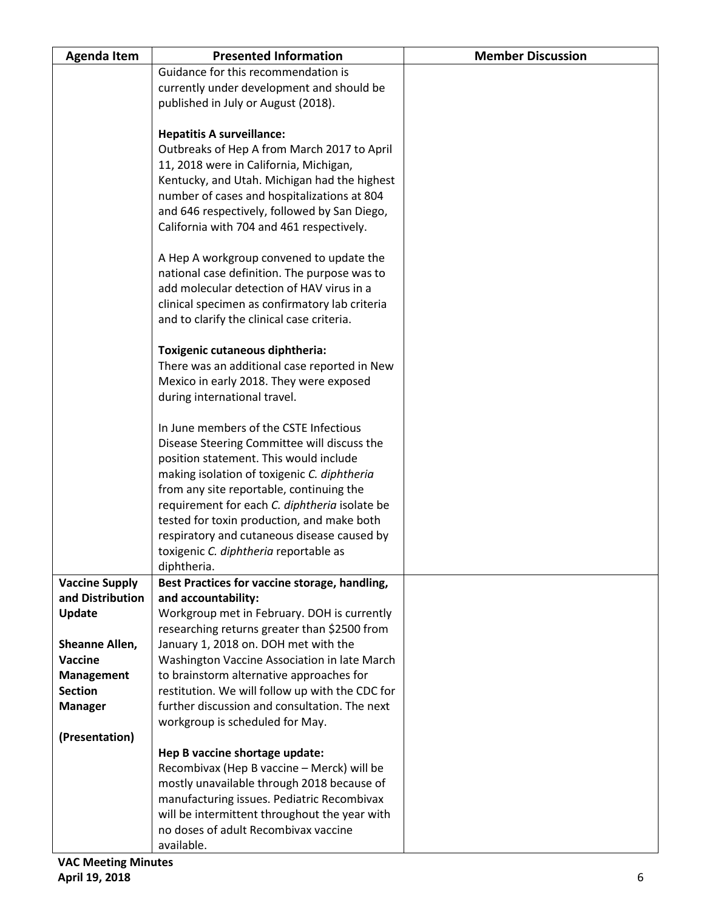| Agenda Item | Presented Information | Member Discussion |
|---|---|---|
| | Guidance for this recommendation is currently under development and should be published in July or August (2018).<br><br>**Hepatitis A surveillance:**<br>Outbreaks of Hep A from March 2017 to April 11, 2018 were in California, Michigan, Kentucky, and Utah. Michigan had the highest number of cases and hospitalizations at 804 and 646 respectively, followed by San Diego, California with 704 and 461 respectively.<br><br>A Hep A workgroup convened to update the national case definition. The purpose was to add molecular detection of HAV virus in a clinical specimen as confirmatory lab criteria and to clarify the clinical case criteria.<br><br>**Toxigenic cutaneous diphtheria:**<br>There was an additional case reported in New Mexico in early 2018. They were exposed during international travel.<br><br>In June members of the CSTE Infectious Disease Steering Committee will discuss the position statement. This would include making isolation of toxigenic *C. diphtheria* from any site reportable, continuing the requirement for each *C. diphtheria* isolate be tested for toxin production, and make both respiratory and cutaneous disease caused by toxigenic *C. diphtheria* reportable as diphtheria. | |
| **Vaccine Supply and Distribution Update**<br><br>**Sheanne Allen, Vaccine Management Section Manager**<br><br>**(Presentation)** | **Best Practices for vaccine storage, handling, and accountability:**<br>Workgroup met in February. DOH is currently researching returns greater than $2500 from January 1, 2018 on. DOH met with the Washington Vaccine Association in late March to brainstorm alternative approaches for restitution. We will follow up with the CDC for further discussion and consultation. The next workgroup is scheduled for May.<br><br>**Hep B vaccine shortage update:**<br>Recombivax (Hep B vaccine – Merck) will be mostly unavailable through 2018 because of manufacturing issues. Pediatric Recombivax will be intermittent throughout the year with no doses of adult Recombivax vaccine available. | |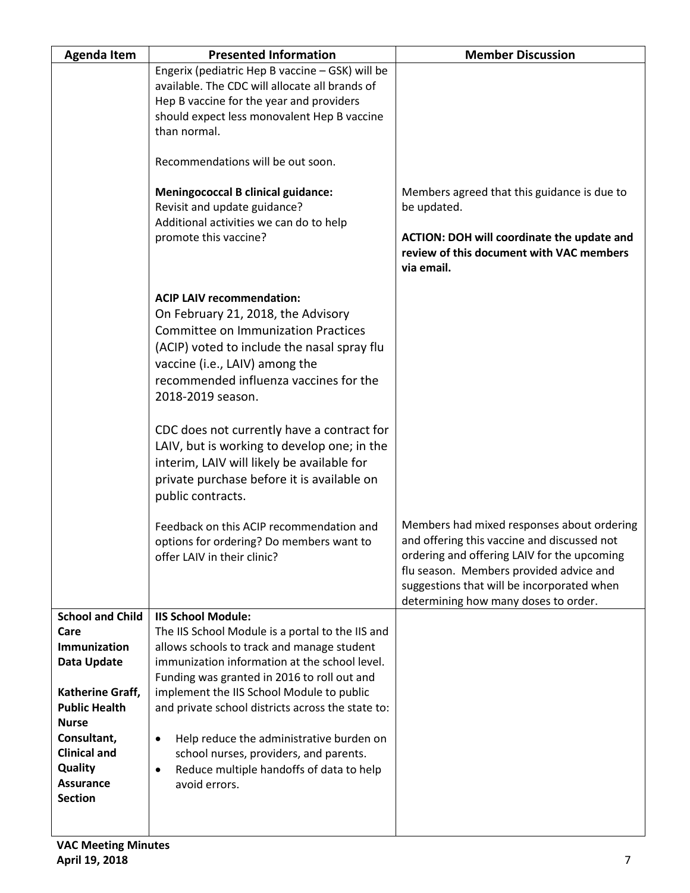| Agenda Item | Presented Information | Member Discussion |
|---|---|---|
| | Engerix (pediatric Hep B vaccine – GSK) will be available. The CDC will allocate all brands of Hep B vaccine for the year and providers should expect less monovalent Hep B vaccine than normal.<br><br>Recommendations will be out soon. | |
| | **Meningococcal B clinical guidance:**<br>Revisit and update guidance?<br>Additional activities we can do to help promote this vaccine? | Members agreed that this guidance is due to be updated.<br><br>**ACTION: DOH will coordinate the update and review of this document with VAC members via email.** |
| | **ACIP LAIV recommendation:**<br>On February 21, 2018, the Advisory Committee on Immunization Practices (ACIP) voted to include the nasal spray flu vaccine (i.e., LAIV) among the recommended influenza vaccines for the 2018-2019 season.<br><br>CDC does not currently have a contract for LAIV, but is working to develop one; in the interim, LAIV will likely be available for private purchase before it is available on public contracts. | |
| | Feedback on this ACIP recommendation and options for ordering? Do members want to offer LAIV in their clinic? | Members had mixed responses about ordering and offering this vaccine and discussed not ordering and offering LAIV for the upcoming flu season. Members provided advice and suggestions that will be incorporated when determining how many doses to order. |
| **School and Child Care Immunization Data Update**<br><br>**Katherine Graff, Public Health Nurse Consultant, Clinical and Quality Assurance Section** | **IIS School Module:**<br>The IIS School Module is a portal to the IIS and allows schools to track and manage student immunization information at the school level. Funding was granted in 2016 to roll out and implement the IIS School Module to public and private school districts across the state to:<br><br>• Help reduce the administrative burden on school nurses, providers, and parents.<br>• Reduce multiple handoffs of data to help avoid errors. | |

**VAC Meeting Minutes**
**April 19, 2018**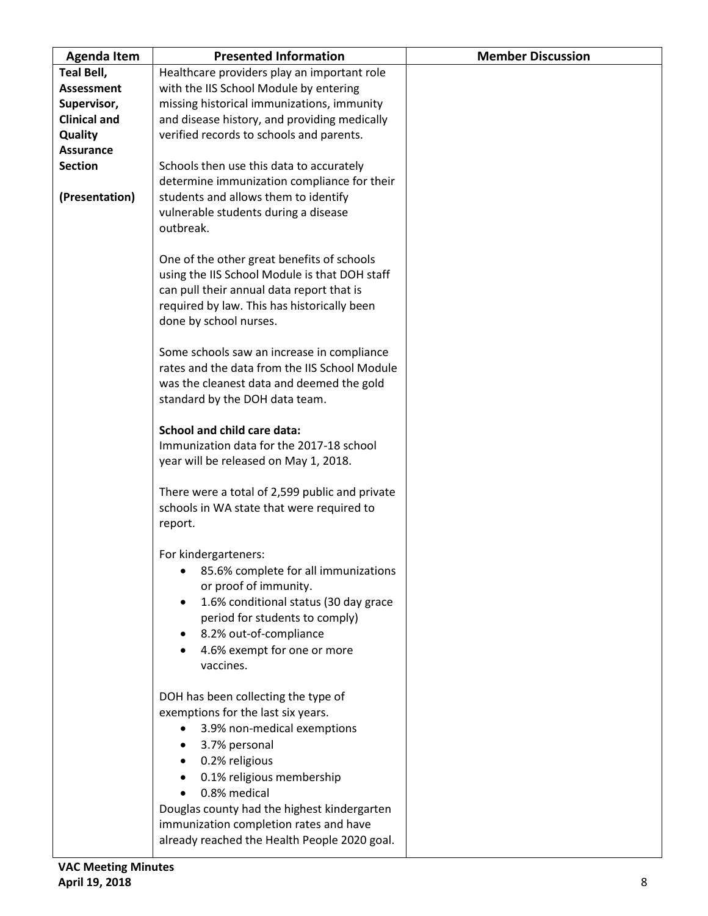| Agenda Item | Presented Information | Member Discussion |
|---|---|---|
| **Teal Bell, Assessment Supervisor, Clinical and Quality Assurance Section**<br><br>**(Presentation)** | Healthcare providers play an important role with the IIS School Module by entering missing historical immunizations, immunity and disease history, and providing medically verified records to schools and parents.<br><br>Schools then use this data to accurately determine immunization compliance for their students and allows them to identify vulnerable students during a disease outbreak.<br><br>One of the other great benefits of schools using the IIS School Module is that DOH staff can pull their annual data report that is required by law. This has historically been done by school nurses.<br><br>Some schools saw an increase in compliance rates and the data from the IIS School Module was the cleanest data and deemed the gold standard by the DOH data team.<br><br>**School and child care data:**<br>Immunization data for the 2017-18 school year will be released on May 1, 2018.<br><br>There were a total of 2,599 public and private schools in WA state that were required to report.<br><br>For kindergarteners:<br>• 85.6% complete for all immunizations or proof of immunity.<br>• 1.6% conditional status (30 day grace period for students to comply)<br>• 8.2% out-of-compliance<br>• 4.6% exempt for one or more vaccines.<br><br>DOH has been collecting the type of exemptions for the last six years.<br>• 3.9% non-medical exemptions<br>• 3.7% personal<br>• 0.2% religious<br>• 0.1% religious membership<br>• 0.8% medical<br>Douglas county had the highest kindergarten immunization completion rates and have already reached the Health People 2020 goal. | |

**VAC Meeting Minutes**
**April 19, 2018**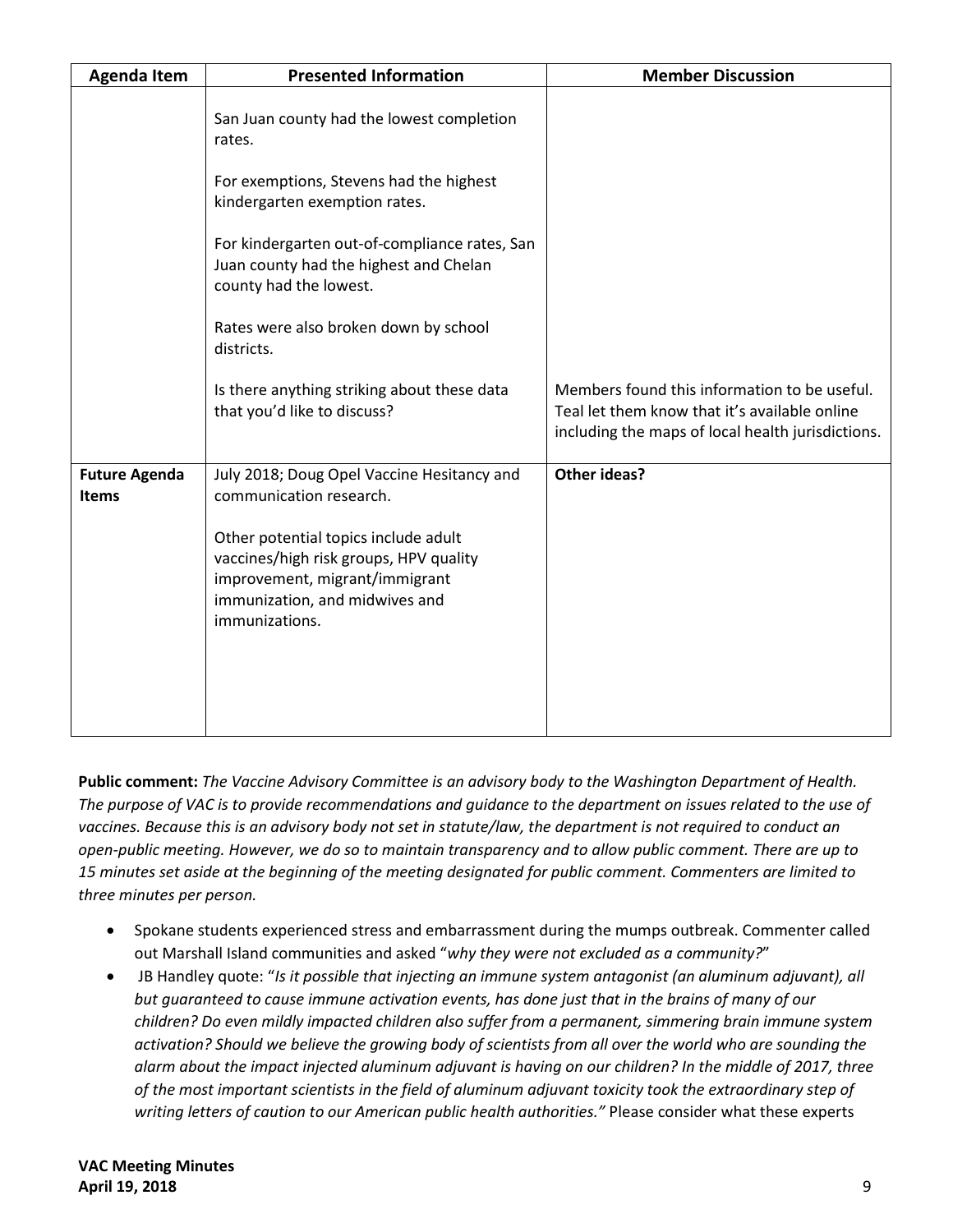| Agenda Item | Presented Information | Member Discussion |
|---|---|---|
| | San Juan county had the lowest completion rates.<br><br>For exemptions, Stevens had the highest kindergarten exemption rates.<br><br>For kindergarten out-of-compliance rates, San Juan county had the highest and Chelan county had the lowest.<br><br>Rates were also broken down by school districts.<br><br>Is there anything striking about these data that you'd like to discuss? | Members found this information to be useful. Teal let them know that it's available online including the maps of local health jurisdictions. |
| **Future Agenda Items** | July 2018; Doug Opel Vaccine Hesitancy and communication research.<br><br>Other potential topics include adult vaccines/high risk groups, HPV quality improvement, migrant/immigrant immunization, and midwives and immunizations. | **Other ideas?** |

**Public comment:** *The Vaccine Advisory Committee is an advisory body to the Washington Department of Health. The purpose of VAC is to provide recommendations and guidance to the department on issues related to the use of vaccines. Because this is an advisory body not set in statute/law, the department is not required to conduct an open-public meeting. However, we do so to maintain transparency and to allow public comment. There are up to 15 minutes set aside at the beginning of the meeting designated for public comment. Commenters are limited to three minutes per person.*

- Spokane students experienced stress and embarrassment during the mumps outbreak. Commenter called out Marshall Island communities and asked "*why they were not excluded as a community?*"
- JB Handley quote: "*Is it possible that injecting an immune system antagonist (an aluminum adjuvant), all but guaranteed to cause immune activation events, has done just that in the brains of many of our children? Do even mildly impacted children also suffer from a permanent, simmering brain immune system activation? Should we believe the growing body of scientists from all over the world who are sounding the alarm about the impact injected aluminum adjuvant is having on our children? In the middle of 2017, three of the most important scientists in the field of aluminum adjuvant toxicity took the extraordinary step of writing letters of caution to our American public health authorities."* Please consider what these experts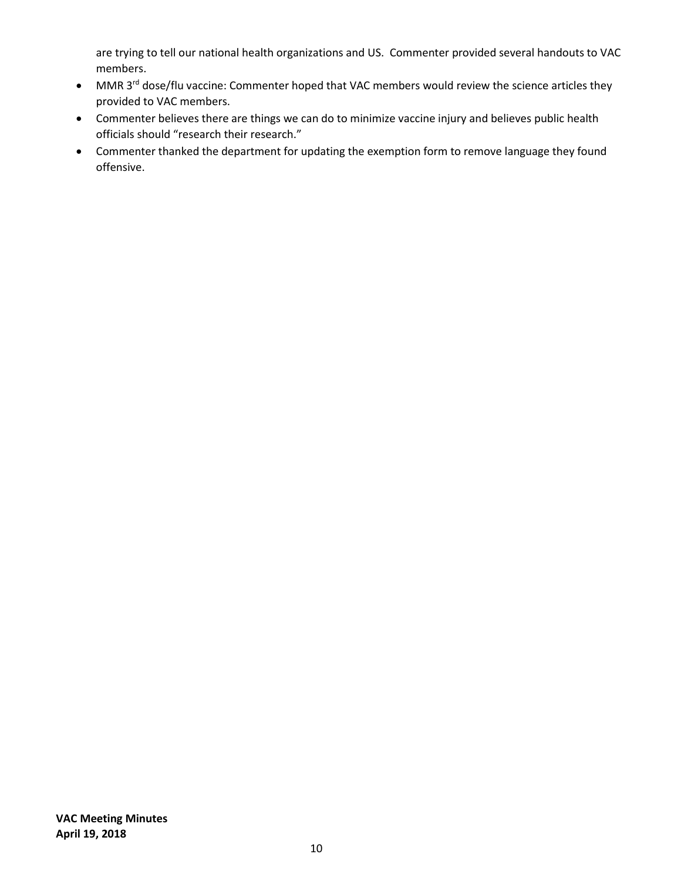are trying to tell our national health organizations and US. Commenter provided several handouts to VAC members.

- MMR 3rd dose/flu vaccine: Commenter hoped that VAC members would review the science articles they provided to VAC members.
- Commenter believes there are things we can do to minimize vaccine injury and believes public health officials should "research their research."
- Commenter thanked the department for updating the exemption form to remove language they found offensive.